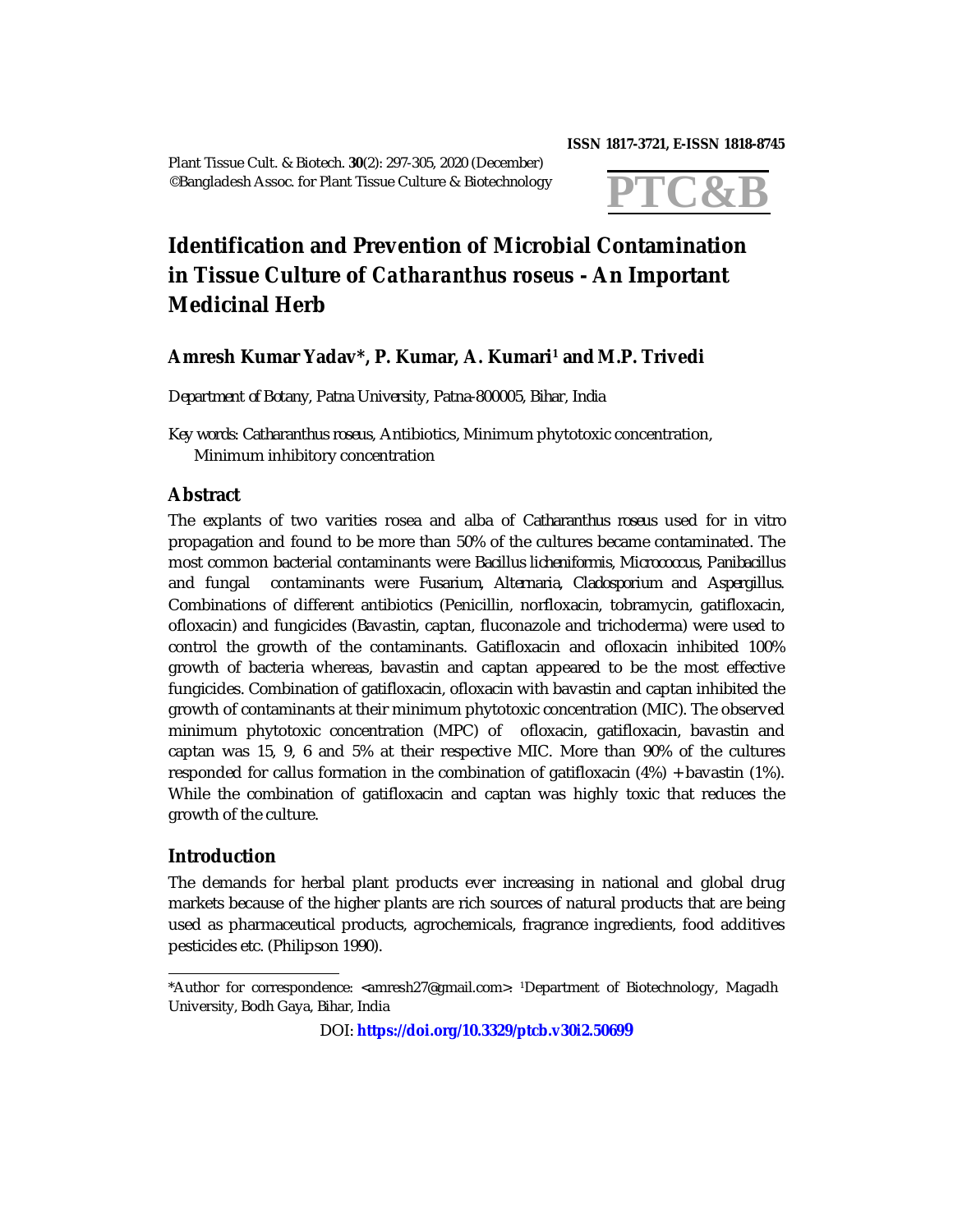ISSN 1817-3721, E-ISSN 1818-8745

Plant Tissue Cult. & Biotech. **30**(2): 297-305, 2020 (December)
©Bangladesh Assoc. for Plant Tissue Culture & Biotechnology

**PTC&B**

# Identification and Prevention of Microbial Contamination in Tissue Culture of *Catharanthus roseus* - An Important Medicinal Herb

**Amresh Kumar Yadav*, P. Kumar, A. Kumari[1] and M.P. Trivedi**

*Department of Botany, Patna University, Patna-800005, Bihar, India*

*Key words:* Catharanthus roseus, Antibiotics, Minimum phytotoxic concentration, Minimum inhibitory concentration

## Abstract

The explants of two varities rosea and alba of *Catharanthus roseus* used for in vitro propagation and found to be more than 50% of the cultures became contaminated. The most common bacterial contaminants were *Bacillus licheniformis, Micrococcus, Panibacillus* and fungal contaminants were *Fusarium, Alternaria, Cladosporium* and *Aspergillus.* Combinations of different antibiotics (Penicillin, norfloxacin, tobramycin, gatifloxacin, ofloxacin) and fungicides (Bavastin, captan, fluconazole and trichoderma) were used to control the growth of the contaminants. Gatifloxacin and ofloxacin inhibited 100% growth of bacteria whereas, bavastin and captan appeared to be the most effective fungicides. Combination of gatifloxacin, ofloxacin with bavastin and captan inhibited the growth of contaminants at their minimum phytotoxic concentration (MIC). The observed minimum phytotoxic concentration (MPC) of ofloxacin, gatifloxacin, bavastin and captan was 15, 9, 6 and 5% at their respective MIC. More than 90% of the cultures responded for callus formation in the combination of gatifloxacin (4%) + bavastin (1%). While the combination of gatifloxacin and captan was highly toxic that reduces the growth of the culture.

## Introduction

The demands for herbal plant products ever increasing in national and global drug markets because of the higher plants are rich sources of natural products that are being used as pharmaceutical products, agrochemicals, fragrance ingredients, food additives pesticides etc. (Philipson 1990).

---

*Author for correspondence: <amresh27@gmail.com>. [1]Department of Biotechnology, Magadh University, Bodh Gaya, Bihar, India

DOI: **https://doi.org/10.3329/ptcb.v30i2.50699**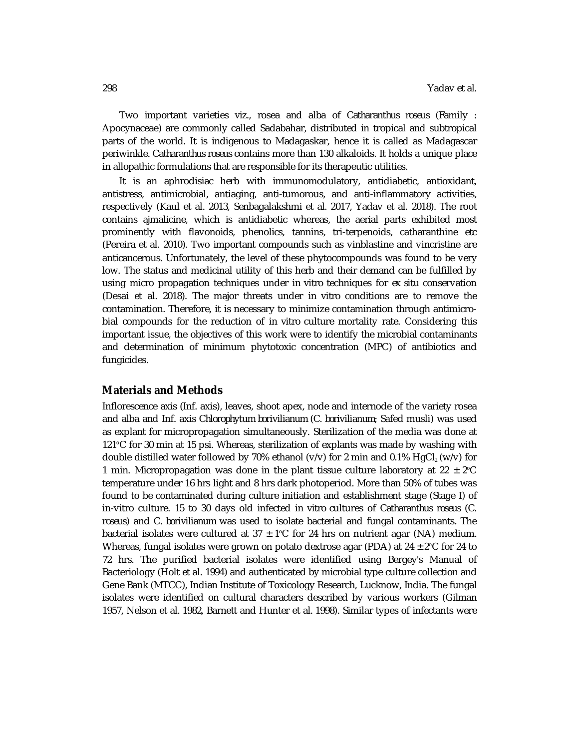Two important varieties viz., rosea and alba of *Catharanthus roseus* (Family : Apocynaceae) are commonly called Sadabahar, distributed in tropical and subtropical parts of the world. It is indigenous to Madagaskar, hence it is called as Madagascar periwinkle. *Catharanthus roseus* contains more than 130 alkaloids. It holds a unique place in allopathic formulations that are responsible for its therapeutic utilities.

It is an aphrodisiac herb with immunomodulatory, antidiabetic, antioxidant, antistress, antimicrobial, antiaging, anti-tumorous, and anti-inflammatory activities, respectively (Kaul et al. 2013, Senbagalakshmi et al. 2017, Yadav et al. 2018). The root contains ajmalicine, which is antidiabetic whereas, the aerial parts exhibited most prominently with flavonoids, phenolics, tannins, tri-terpenoids, catharanthine etc (Pereira et al. 2010). Two important compounds such as vinblastine and vincristine are anticancerous. Unfortunately, the level of these phytocompounds was found to be very low. The status and medicinal utility of this herb and their demand can be fulfilled by using micro propagation techniques under in vitro techniques for *ex situ* conservation (Desai et al. 2018). The major threats under in vitro conditions are to remove the contamination. Therefore, it is necessary to minimize contamination through antimicrobial compounds for the reduction of in vitro culture mortality rate. Considering this important issue, the objectives of this work were to identify the microbial contaminants and determination of minimum phytotoxic concentration (MPC) of antibiotics and fungicides.

## Materials and Methods

Inflorescence axis (Inf. axis), leaves, shoot apex, node and internode of the variety rosea and alba and Inf. axis *Chlorophytum borivilianum* (*C. borivilianum*; Safed musli) was used as explant for micropropagation simultaneously. Sterilization of the media was done at 121°C for 30 min at 15 psi. Whereas, sterilization of explants was made by washing with double distilled water followed by 70% ethanol (v/v) for 2 min and 0.1% $HgCl_2$ (w/v) for 1 min. Micropropagation was done in the plant tissue culture laboratory at 22 ± 2°C temperature under 16 hrs light and 8 hrs dark photoperiod. More than 50% of tubes was found to be contaminated during culture initiation and establishment stage (Stage I) of in-vitro culture. 15 to 30 days old infected in vitro cultures of *Catharanthus roseus* (*C. roseus*) and *C. borivilianum* was used to isolate bacterial and fungal contaminants. The bacterial isolates were cultured at 37 ± 1°C for 24 hrs on nutrient agar (NA) medium. Whereas, fungal isolates were grown on potato dextrose agar (PDA) at 24 ± 2°C for 24 to 72 hrs. The purified bacterial isolates were identified using Bergey's Manual of Bacteriology (Holt et al. 1994) and authenticated by microbial type culture collection and Gene Bank (MTCC), Indian Institute of Toxicology Research, Lucknow, India. The fungal isolates were identified on cultural characters described by various workers (Gilman 1957, Nelson et al. 1982, Barnett and Hunter et al. 1998). Similar types of infectants were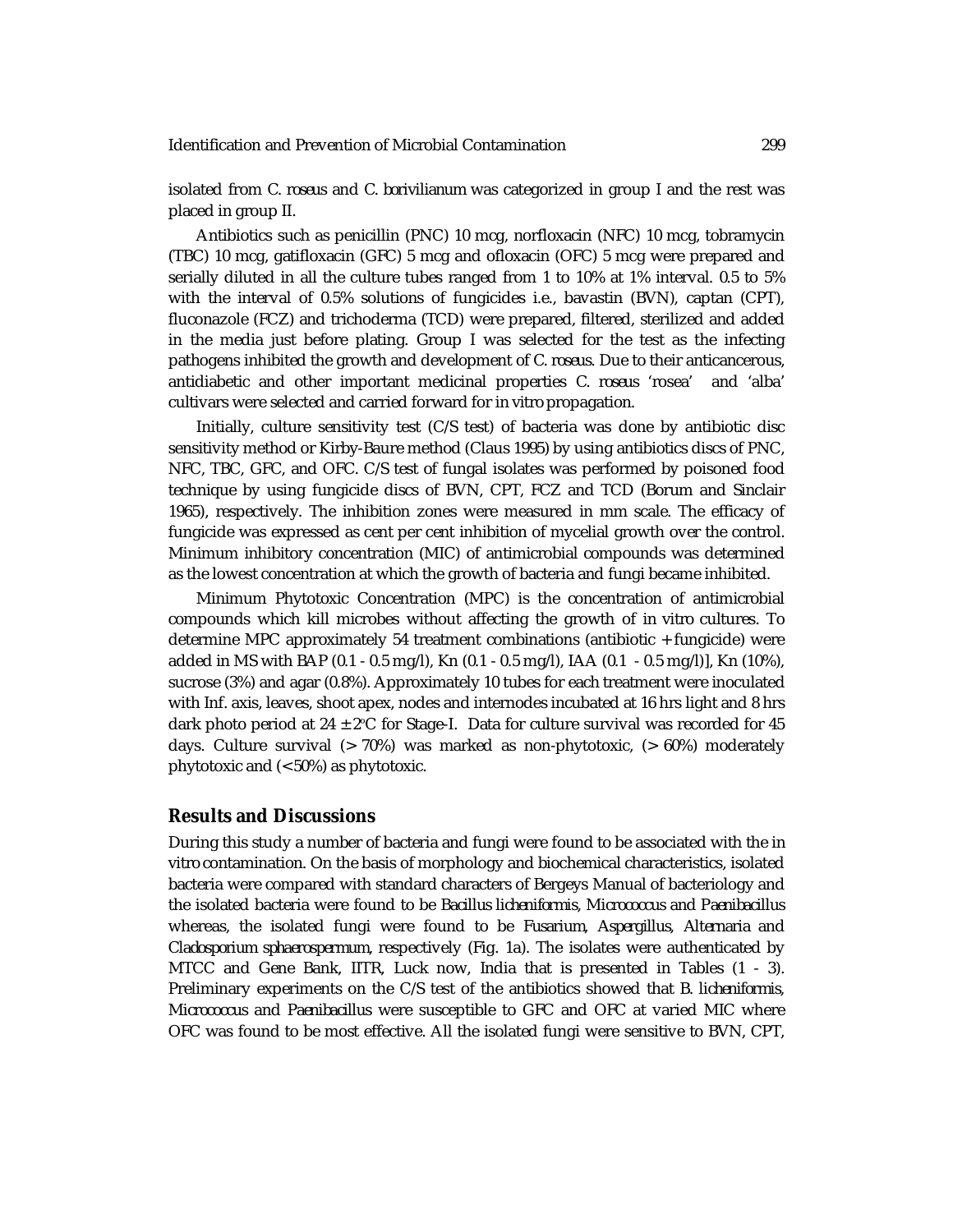isolated from *C. roseus* and *C. borivilianum* was categorized in group I and the rest was placed in group II.

Antibiotics such as penicillin (PNC) 10 mcg, norfloxacin (NFC) 10 mcg, tobramycin (TBC) 10 mcg, gatifloxacin (GFC) 5 mcg and ofloxacin (OFC) 5 mcg were prepared and serially diluted in all the culture tubes ranged from 1 to 10% at 1% interval. 0.5 to 5% with the interval of 0.5% solutions of fungicides i.e., bavastin (BVN), captan (CPT), fluconazole (FCZ) and trichoderma (TCD) were prepared, filtered, sterilized and added in the media just before plating. Group I was selected for the test as the infecting pathogens inhibited the growth and development of *C. roseus*. Due to their anticancerous, antidiabetic and other important medicinal properties *C. roseus* 'rosea' and 'alba' cultivars were selected and carried forward for *in vitro* propagation.

Initially, culture sensitivity test (C/S test) of bacteria was done by antibiotic disc sensitivity method or Kirby-Baure method (Claus 1995) by using antibiotics discs of PNC, NFC, TBC, GFC, and OFC. C/S test of fungal isolates was performed by poisoned food technique by using fungicide discs of BVN, CPT, FCZ and TCD (Borum and Sinclair 1965), respectively. The inhibition zones were measured in mm scale. The efficacy of fungicide was expressed as cent per cent inhibition of mycelial growth over the control. Minimum inhibitory concentration (MIC) of antimicrobial compounds was determined as the lowest concentration at which the growth of bacteria and fungi became inhibited.

Minimum Phytotoxic Concentration (MPC) is the concentration of antimicrobial compounds which kill microbes without affecting the growth of *in vitro* cultures. To determine MPC approximately 54 treatment combinations (antibiotic + fungicide) were added in MS with BAP (0.1 - 0.5 mg/l), Kn (0.1 - 0.5 mg/l), IAA (0.1 - 0.5 mg/l)], Kn (10%), sucrose (3%) and agar (0.8%). Approximately 10 tubes for each treatment were inoculated with Inf. axis, leaves, shoot apex, nodes and internodes incubated at 16 hrs light and 8 hrs dark photo period at 24 ± 2°C for Stage-I. Data for culture survival was recorded for 45 days. Culture survival (> 70%) was marked as non-phytotoxic, (> 60%) moderately phytotoxic and (< 50%) as phytotoxic.

## Results and Discussions

During this study a number of bacteria and fungi were found to be associated with the *in vitro* contamination. On the basis of morphology and biochemical characteristics, isolated bacteria were compared with standard characters of Bergeys Manual of bacteriology and the isolated bacteria were found to be *Bacillus licheniformis*, *Micrococcus* and *Paenibacillus* whereas, the isolated fungi were found to be *Fusarium*, *Aspergillus*, *Alternaria* and *Cladosporium sphaerospermum*, respectively (Fig. 1a). The isolates were authenticated by MTCC and Gene Bank, IITR, Luck now, India that is presented in Tables (1 - 3). Preliminary experiments on the C/S test of the antibiotics showed that *B. licheniformis*, *Micrococcus* and *Paenibacillus* were susceptible to GFC and OFC at varied MIC where OFC was found to be most effective. All the isolated fungi were sensitive to BVN, CPT,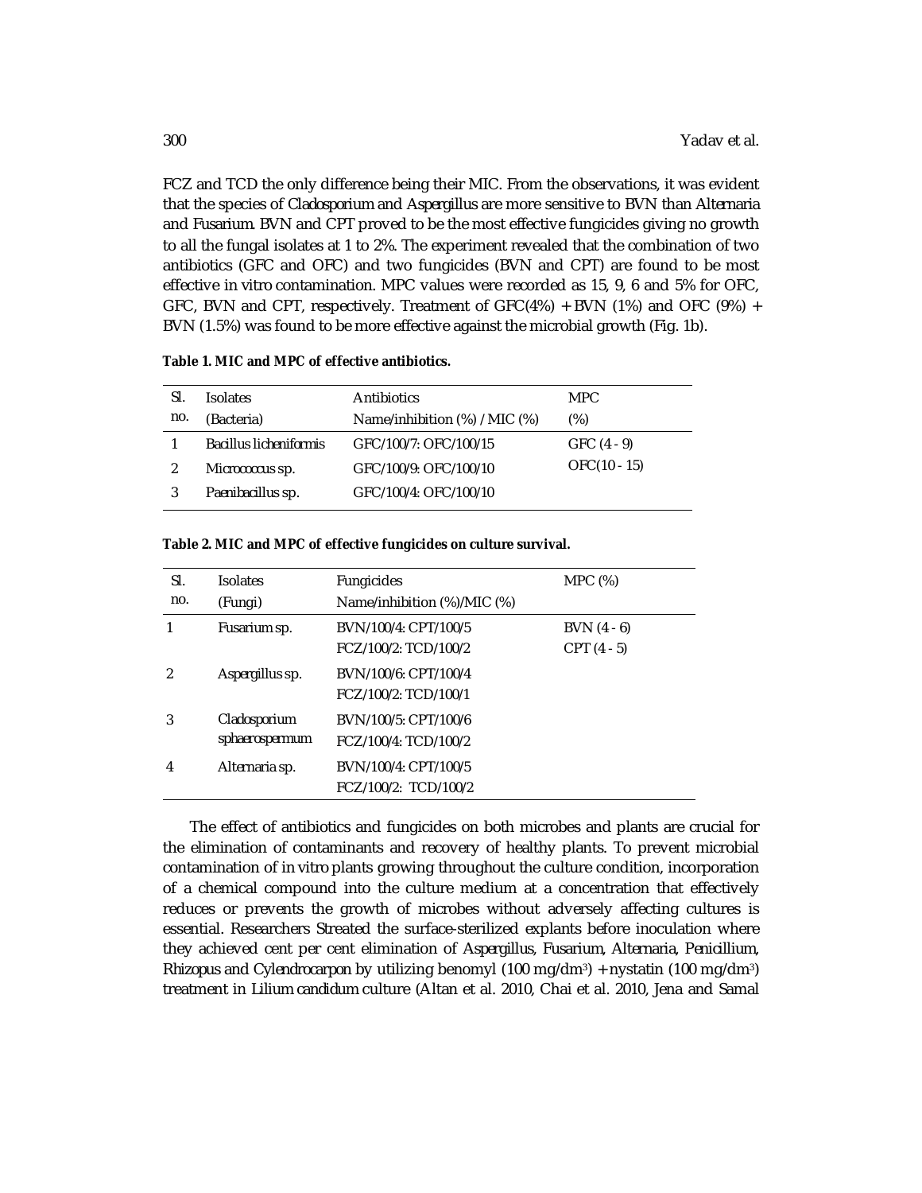FCZ and TCD the only difference being their MIC. From the observations, it was evident that the species of *Cladosporium* and *Aspergillus* are more sensitive to BVN than *Alternaria* and *Fusarium*. BVN and CPT proved to be the most effective fungicides giving no growth to all the fungal isolates at 1 to 2%. The experiment revealed that the combination of two antibiotics (GFC and OFC) and two fungicides (BVN and CPT) are found to be most effective *in vitro* contamination. MPC values were recorded as 15, 9, 6 and 5% for OFC, GFC, BVN and CPT, respectively. Treatment of GFC(4%) + BVN (1%) and OFC (9%) + BVN (1.5%) was found to be more effective against the microbial growth (Fig. 1b).

**Table 1. MIC and MPC of effective antibiotics.**

| Sl. no. | Isolates (Bacteria) | Antibiotics Name/inhibition (%) / MIC (%) | MPC (%) |
|---|---|---|---|
| 1 | *Bacillus licheniformis* | GFC/100/7: OFC/100/15 | GFC (4 - 9) OFC(10 - 15) |
| 2 | *Micrococcus* sp. | GFC/100/9: OFC/100/10 | |
| 3 | *Paenibacillus* sp. | GFC/100/4: OFC/100/10 | |

**Table 2. MIC and MPC of effective fungicides on culture survival.**

| Sl. no. | Isolates (Fungi) | Fungicides Name/inhibition (%)/MIC (%) | MPC (%) |
|---|---|---|---|
| 1 | *Fusarium* sp. | BVN/100/4: CPT/100/5 FCZ/100/2: TCD/100/2 | BVN (4 - 6) CPT (4 - 5) |
| 2 | *Aspergillus* sp. | BVN/100/6: CPT/100/4 FCZ/100/2: TCD/100/1 | |
| 3 | *Cladosporium sphaerospermum* | BVN/100/5: CPT/100/6 FCZ/100/4: TCD/100/2 | |
| 4 | *Alternaria* sp. | BVN/100/4: CPT/100/5 FCZ/100/2: TCD/100/2 | |

The effect of antibiotics and fungicides on both microbes and plants are crucial for the elimination of contaminants and recovery of healthy plants. To prevent microbial contamination of *in vitro* plants growing throughout the culture condition, incorporation of a chemical compound into the culture medium at a concentration that effectively reduces or prevents the growth of microbes without adversely affecting cultures is essential. Researchers Streated the surface-sterilized explants before inoculation where they achieved cent per cent elimination of *Aspergillus*, *Fusarium*, *Alternaria*, *Penicillium*, *Rhizopus* and *Cylendrocarpon* by utilizing benomyl (100 mg/dm$^3$) + nystatin (100 mg/dm$^3$) treatment in *Lilium candidum* culture (Altan et al. 2010, Chai et al. 2010, Jena and Samal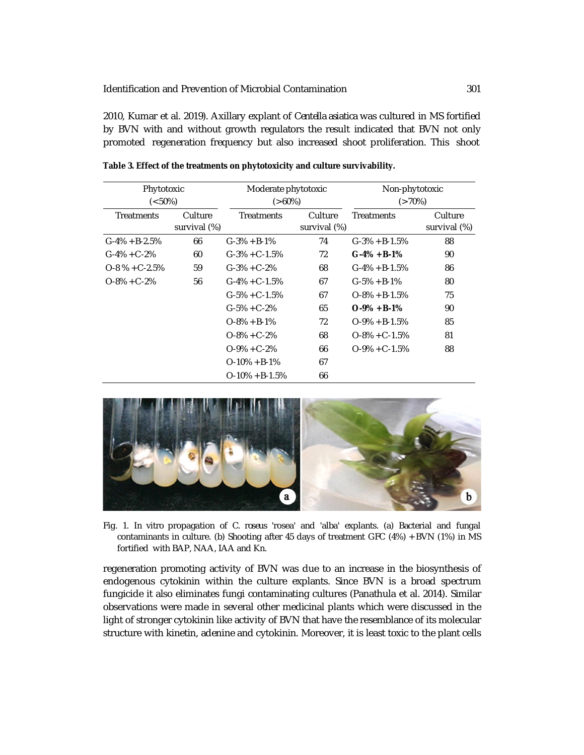2010, Kumar et al. 2019). Axillary explant of *Centella asiatica* was cultured in MS fortified by BVN with and without growth regulators the result indicated that BVN not only promoted regeneration frequency but also increased shoot proliferation. This shoot

**Table 3. Effect of the treatments on phytotoxicity and culture survivability.**

| Phytotoxic (<50%) | | Moderate phytotoxic (>60%) | | Non-phytotoxic (>70%) | |
|---|---|---|---|---|---|
| Treatments | Culture survival (%) | Treatments | Culture survival (%) | Treatments | Culture survival (%) |
| G-4% +B-2.5% | 66 | G-3% +B-1% | 74 | G-3% +B-1.5% | 88 |
| G-4% +C-2% | 60 | G-3% +C-1.5% | 72 | **G-4% +B-1%** | 90 |
| O-8 % +C-2.5% | 59 | G-3% +C-2% | 68 | G-4% +B-1.5% | 86 |
| O-8% +C-2% | 56 | G-4% +C-1.5% | 67 | G-5% +B-1% | 80 |
| | | G-5% +C-1.5% | 67 | O-8% +B-1.5% | 75 |
| | | G-5% +C-2% | 65 | **O-9% +B-1%** | 90 |
| | | O-8% +B-1% | 72 | O-9% +B-1.5% | 85 |
| | | O-8% +C-2% | 68 | O-8% +C-1.5% | 81 |
| | | O-9% +C-2% | 66 | O-9% +C-1.5% | 88 |
| | | O-10% +B-1% | 67 | | |
| | | O-10% +B-1.5% | 66 | | |

Fig. 1. In vitro propagation of *C. roseus* 'rosea' and 'alba' explants. (a) Bacterial and fungal contaminants in culture. (b) Shooting after 45 days of treatment GFC (4%) + BVN (1%) in MS fortified with BAP, NAA, IAA and Kn.

regeneration promoting activity of BVN was due to an increase in the biosynthesis of endogenous cytokinin within the culture explants. Since BVN is a broad spectrum fungicide it also eliminates fungi contaminating cultures (Panathula et al. 2014). Similar observations were made in several other medicinal plants which were discussed in the light of stronger cytokinin like activity of BVN that have the resemblance of its molecular structure with kinetin, adenine and cytokinin. Moreover, it is least toxic to the plant cells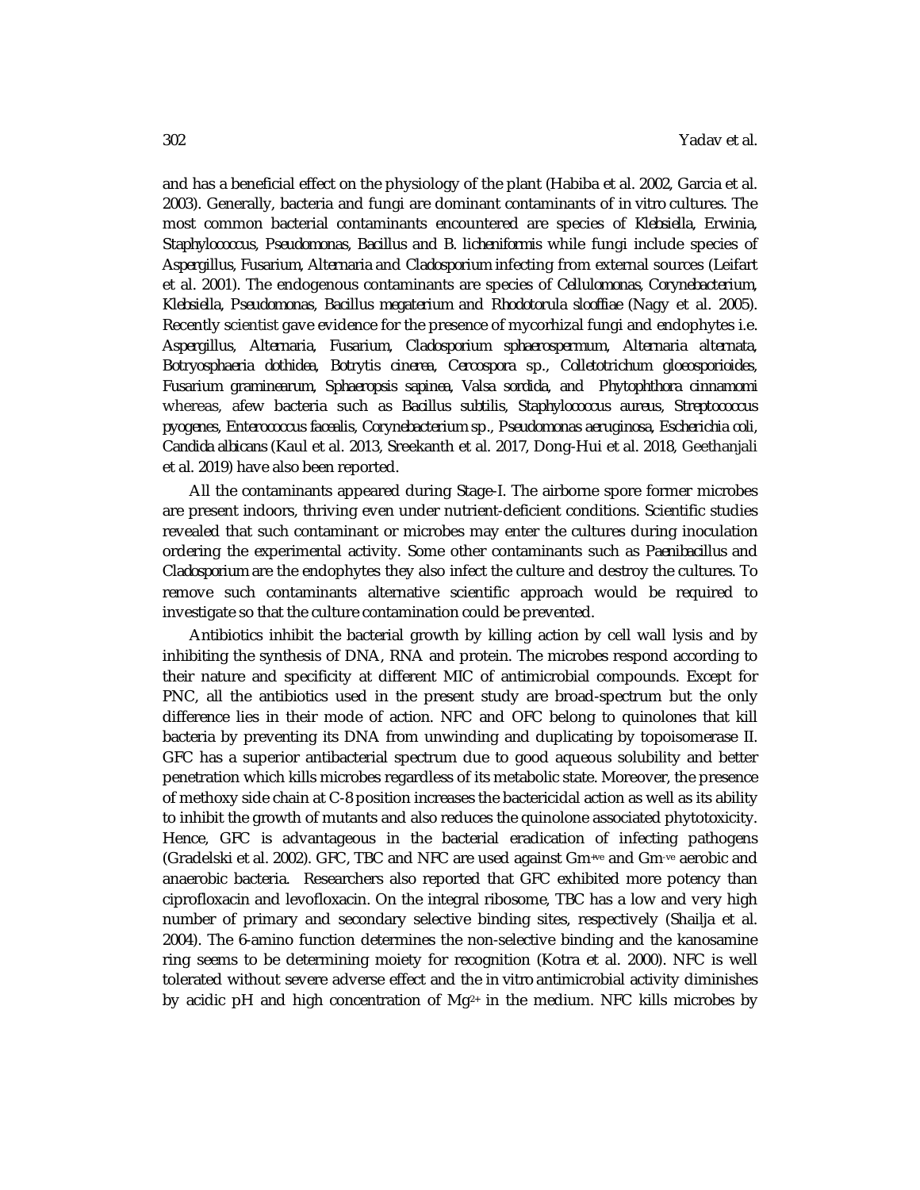and has a beneficial effect on the physiology of the plant (Habiba et al. 2002, Garcia et al. 2003). Generally, bacteria and fungi are dominant contaminants of in vitro cultures. The most common bacterial contaminants encountered are species of *Klebsiella*, *Erwinia*, *Staphylococcus*, *Pseudomonas*, *Bacillus* and *B. licheniformis* while fungi include species of *Aspergillus*, *Fusarium*, *Alternaria* and *Cladosporium* infecting from external sources (Leifart et al. 2001). The endogenous contaminants are species of *Cellulomonas*, *Corynebacterium*, *Klebsiella*, *Pseudomonas*, *Bacillus megaterium* and *Rhodotorula slooffiae* (Nagy et al. 2005). Recently scientist gave evidence for the presence of mycorhizal fungi and endophytes i.e. *Aspergillus*, *Alternaria*, *Fusarium*, *Cladosporium sphaerospermum*, *Alternaria alternata*, *Botryosphaeria dothidea*, *Botrytis cinerea*, *Cercospora* sp., *Colletotrichum gloeosporioides*, *Fusarium graminearum*, *Sphaeropsis sapinea*, *Valsa sordida*, and *Phytophthora cinnamomi* whereas, afew bacteria such as *Bacillus subtilis*, *Staphylococcus aureus*, *Streptococcus pyogenes*, *Enterococcus facealis*, *Corynebacterium* sp., *Pseudomonas aeruginosa*, *Escherichia coli*, *Candida albicans* (Kaul et al. 2013, Sreekanth et al. 2017, Dong-Hui et al. 2018, Geethanjali et al. 2019) have also been reported.

All the contaminants appeared during Stage-I. The airborne spore former microbes are present indoors, thriving even under nutrient-deficient conditions. Scientific studies revealed that such contaminant or microbes may enter the cultures during inoculation ordering the experimental activity. Some other contaminants such as *Paenibacillus* and *Cladosporium* are the endophytes they also infect the culture and destroy the cultures. To remove such contaminants alternative scientific approach would be required to investigate so that the culture contamination could be prevented.

Antibiotics inhibit the bacterial growth by killing action by cell wall lysis and by inhibiting the synthesis of DNA, RNA and protein. The microbes respond according to their nature and specificity at different MIC of antimicrobial compounds. Except for PNC, all the antibiotics used in the present study are broad-spectrum but the only difference lies in their mode of action. NFC and OFC belong to quinolones that kill bacteria by preventing its DNA from unwinding and duplicating by topoisomerase II. GFC has a superior antibacterial spectrum due to good aqueous solubility and better penetration which kills microbes regardless of its metabolic state. Moreover, the presence of methoxy side chain at C-8 position increases the bactericidal action as well as its ability to inhibit the growth of mutants and also reduces the quinolone associated phytotoxicity. Hence, GFC is advantageous in the bacterial eradication of infecting pathogens (Gradelski et al. 2002). GFC, TBC and NFC are used against $Gm^{+ve}$ and $Gm^{-ve}$ aerobic and anaerobic bacteria. Researchers also reported that GFC exhibited more potency than ciprofloxacin and levofloxacin. On the integral ribosome, TBC has a low and very high number of primary and secondary selective binding sites, respectively (Shailja et al. 2004). The 6-amino function determines the non-selective binding and the kanosamine ring seems to be determining moiety for recognition (Kotra et al. 2000). NFC is well tolerated without severe adverse effect and the in vitro antimicrobial activity diminishes by acidic pH and high concentration of $Mg^{2+}$ in the medium. NFC kills microbes by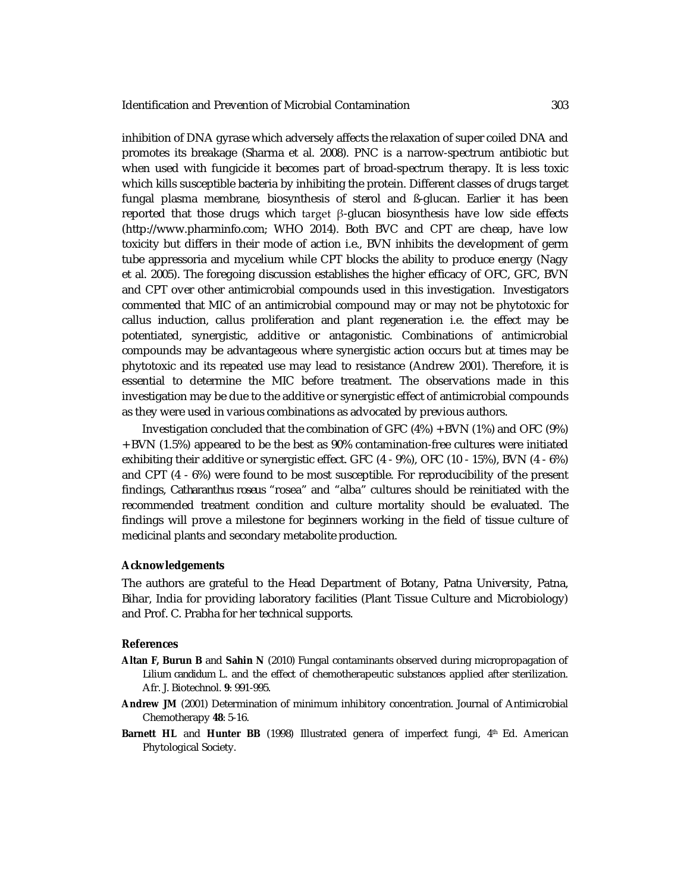inhibition of DNA gyrase which adversely affects the relaxation of super coiled DNA and promotes its breakage (Sharma et al. 2008). PNC is a narrow-spectrum antibiotic but when used with fungicide it becomes part of broad-spectrum therapy. It is less toxic which kills susceptible bacteria by inhibiting the protein. Different classes of drugs target fungal plasma membrane, biosynthesis of sterol and ß-glucan. Earlier it has been reported that those drugs which target β-glucan biosynthesis have low side effects (http://www.pharminfo.com; WHO 2014). Both BVC and CPT are cheap, have low toxicity but differs in their mode of action i.e., BVN inhibits the development of germ tube appressoria and mycelium while CPT blocks the ability to produce energy (Nagy et al. 2005). The foregoing discussion establishes the higher efficacy of OFC, GFC, BVN and CPT over other antimicrobial compounds used in this investigation. Investigators commented that MIC of an antimicrobial compound may or may not be phytotoxic for callus induction, callus proliferation and plant regeneration i.e. the effect may be potentiated, synergistic, additive or antagonistic. Combinations of antimicrobial compounds may be advantageous where synergistic action occurs but at times may be phytotoxic and its repeated use may lead to resistance (Andrew 2001). Therefore, it is essential to determine the MIC before treatment. The observations made in this investigation may be due to the additive or synergistic effect of antimicrobial compounds as they were used in various combinations as advocated by previous authors.

Investigation concluded that the combination of GFC (4%) + BVN (1%) and OFC (9%) + BVN (1.5%) appeared to be the best as 90% contamination-free cultures were initiated exhibiting their additive or synergistic effect. GFC (4 - 9%), OFC (10 - 15%), BVN (4 - 6%) and CPT (4 - 6%) were found to be most susceptible. For reproducibility of the present findings, *Catharanthus roseus* "rosea" and "alba" cultures should be reinitiated with the recommended treatment condition and culture mortality should be evaluated. The findings will prove a milestone for beginners working in the field of tissue culture of medicinal plants and secondary metabolite production.

## Acknowledgements

The authors are grateful to the Head Department of Botany, Patna University, Patna, Bihar, India for providing laboratory facilities (Plant Tissue Culture and Microbiology) and Prof. C. Prabha for her technical supports.

## References

**Altan F, Burun B** and **Sahin N** (2010) Fungal contaminants observed during micropropagation of *Lilium candidum* L. and the effect of chemotherapeutic substances applied after sterilization. Afr. J. Biotechnol. **9**: 991-995.

**Andrew JM** (2001) Determination of minimum inhibitory concentration. Journal of Antimicrobial Chemotherapy **48**: 5-16.

**Barnett HL** and **Hunter BB** (1998) Illustrated genera of imperfect fungi, 4th Ed. American Phytological Society.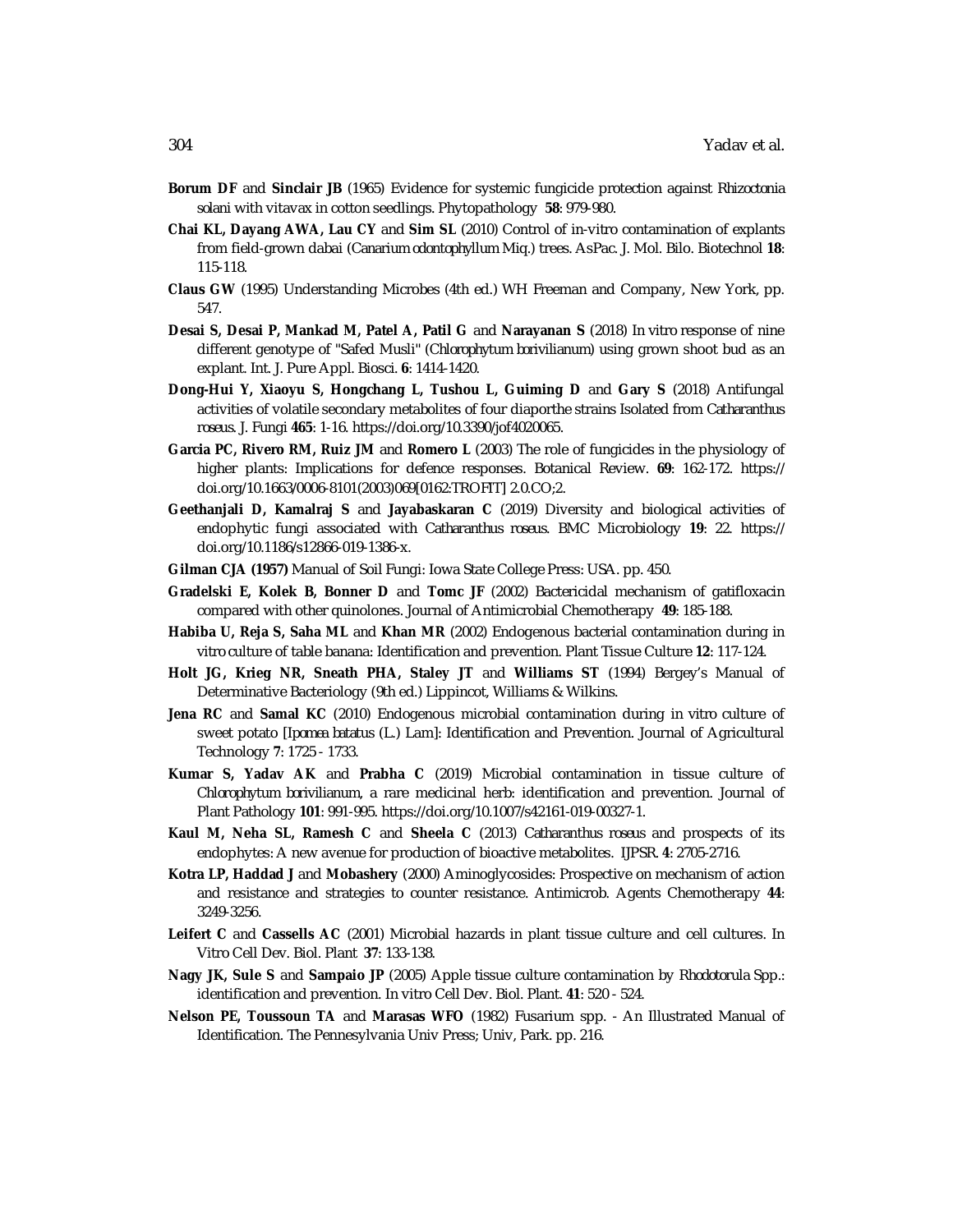**Borum DF** and **Sinclair JB** (1965) Evidence for systemic fungicide protection against *Rhizoctonia solani* with vitavax in cotton seedlings. Phytopathology **58**: 979-980.

**Chai KL, Dayang AWA, Lau CY** and **Sim SL** (2010) Control of in-vitro contamination of explants from field-grown dabai (*Canarium odontophyllum* Miq.) trees. AsPac. J. Mol. Bilo. Biotechnol **18**: 115-118.

**Claus GW** (1995) Understanding Microbes (4th ed.) WH Freeman and Company, New York, pp. 547.

**Desai S, Desai P, Mankad M, Patel A, Patil G** and **Narayanan S** (2018) In vitro response of nine different genotype of "Safed Musli" (*Chlorophytum borivilianum*) using grown shoot bud as an explant. Int. J. Pure Appl. Biosci. **6**: 1414-1420.

**Dong-Hui Y, Xiaoyu S, Hongchang L, Tushou L, Guiming D** and **Gary S** (2018) Antifungal activities of volatile secondary metabolites of four diaporthe strains Isolated from *Catharanthus roseus*. J. Fungi **465**: 1-16. https://doi.org/10.3390/jof4020065.

**Garcia PC, Rivero RM, Ruiz JM** and **Romero L** (2003) The role of fungicides in the physiology of higher plants: Implications for defence responses. Botanical Review. **69**: 162-172. https://doi.org/10.1663/0006-8101(2003)069[0162:TROFIT] 2.0.CO;2.

**Geethanjali D, Kamalraj S** and **Jayabaskaran C** (2019) Diversity and biological activities of endophytic fungi associated with *Catharanthus roseus*. BMC Microbiology **19**: 22. https://doi.org/10.1186/s12866-019-1386-x.

**Gilman CJA (1957)** Manual of Soil Fungi: Iowa State College Press: USA. pp. 450.

**Gradelski E, Kolek B, Bonner D** and **Tomc JF** (2002) Bactericidal mechanism of gatifloxacin compared with other quinolones. Journal of Antimicrobial Chemotherapy **49**: 185-188.

**Habiba U, Reja S, Saha ML** and **Khan MR** (2002) Endogenous bacterial contamination during in vitro culture of table banana: Identification and prevention. Plant Tissue Culture **12**: 117-124.

**Holt JG, Krieg NR, Sneath PHA, Staley JT** and **Williams ST** (1994) Bergey's Manual of Determinative Bacteriology (9th ed.) Lippincot, Williams & Wilkins.

**Jena RC** and **Samal KC** (2010) Endogenous microbial contamination during in vitro culture of sweet potato [*Ipomea batatus* (L.) Lam]: Identification and Prevention. Journal of Agricultural Technology **7**: 1725 - 1733.

**Kumar S, Yadav AK** and **Prabha C** (2019) Microbial contamination in tissue culture of *Chlorophytum borivilianum*, a rare medicinal herb: identification and prevention. Journal of Plant Pathology **101**: 991-995. https://doi.org/10.1007/s42161-019-00327-1.

**Kaul M, Neha SL, Ramesh C** and **Sheela C** (2013) *Catharanthus roseus* and prospects of its endophytes: A new avenue for production of bioactive metabolites. IJPSR. **4**: 2705-2716.

**Kotra LP, Haddad J** and **Mobashery** (2000) Aminoglycosides: Prospective on mechanism of action and resistance and strategies to counter resistance. Antimicrob. Agents Chemotherapy **44**: 3249-3256.

**Leifert C** and **Cassells AC** (2001) Microbial hazards in plant tissue culture and cell cultures. In Vitro Cell Dev. Biol. Plant **37**: 133-138.

**Nagy JK, Sule S** and **Sampaio JP** (2005) Apple tissue culture contamination by *Rhodotorula* Spp.: identification and prevention. In vitro Cell Dev. Biol. Plant. **41**: 520 - 524.

**Nelson PE, Toussoun TA** and **Marasas WFO** (1982) Fusarium spp. - An Illustrated Manual of Identification. The Pennesylvania Univ Press; Univ, Park. pp. 216.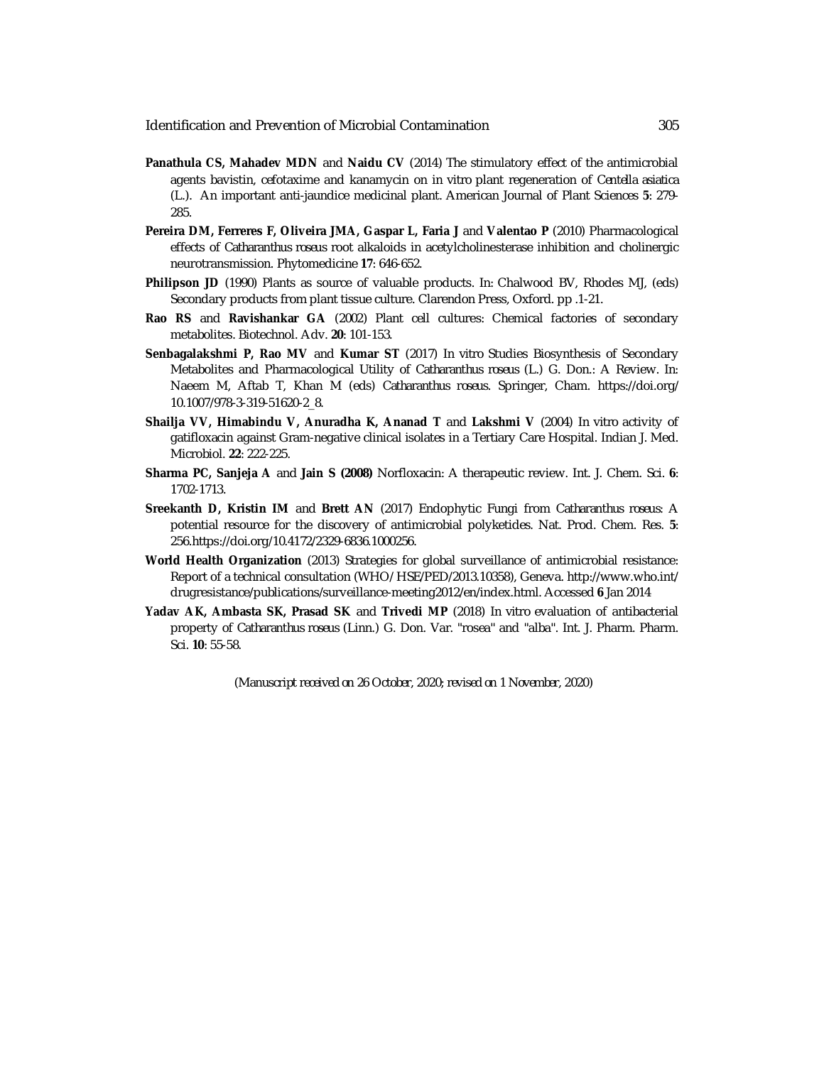**Panathula CS, Mahadev MDN** and **Naidu CV** (2014) The stimulatory effect of the antimicrobial agents bavistin, cefotaxime and kanamycin on in vitro plant regeneration of *Centella asiatica* (L.). An important anti-jaundice medicinal plant. American Journal of Plant Sciences **5**: 279-285.

**Pereira DM, Ferreres F, Oliveira JMA, Gaspar L, Faria J** and **Valentao P** (2010) Pharmacological effects of *Catharanthus roseus* root alkaloids in acetylcholinesterase inhibition and cholinergic neurotransmission. Phytomedicine **17**: 646-652.

**Philipson JD** (1990) Plants as source of valuable products. In: Chalwood BV, Rhodes MJ, (eds) Secondary products from plant tissue culture. Clarendon Press, Oxford. pp .1-21.

**Rao RS** and **Ravishankar GA** (2002) Plant cell cultures: Chemical factories of secondary metabolites. Biotechnol. Adv. **20**: 101-153.

**Senbagalakshmi P, Rao MV** and **Kumar ST** (2017) In vitro Studies Biosynthesis of Secondary Metabolites and Pharmacological Utility of *Catharanthus roseus* (L.) G. Don.: A Review. In: Naeem M, Aftab T, Khan M (eds) *Catharanthus roseus*. Springer, Cham. https://doi.org/10.1007/978-3-319-51620-2_8.

**Shailja VV, Himabindu V, Anuradha K, Ananad T** and **Lakshmi V** (2004) In vitro activity of gatifloxacin against Gram-negative clinical isolates in a Tertiary Care Hospital. Indian J. Med. Microbiol. **22**: 222-225.

**Sharma PC, Sanjeja A** and **Jain S (2008)** Norfloxacin: A therapeutic review. Int. J. Chem. Sci. **6**: 1702-1713.

**Sreekanth D, Kristin IM** and **Brett AN** (2017) Endophytic Fungi from *Catharanthus roseus*: A potential resource for the discovery of antimicrobial polyketides. Nat. Prod. Chem. Res. **5**: 256.https://doi.org/10.4172/2329-6836.1000256.

**World Health Organization** (2013) Strategies for global surveillance of antimicrobial resistance: Report of a technical consultation (WHO/ HSE/PED/2013.10358), Geneva. http://www.who.int/drugresistance/publications/surveillance-meeting2012/en/index.html. Accessed **6** Jan 2014

**Yadav AK, Ambasta SK, Prasad SK** and **Trivedi MP** (2018) In vitro evaluation of antibacterial property of *Catharanthus roseus* (Linn.) G. Don. Var. "rosea" and "alba". Int. J. Pharm. Pharm. Sci. **10**: 55-58.

*(Manuscript received on 26 October, 2020; revised on 1 November, 2020)*